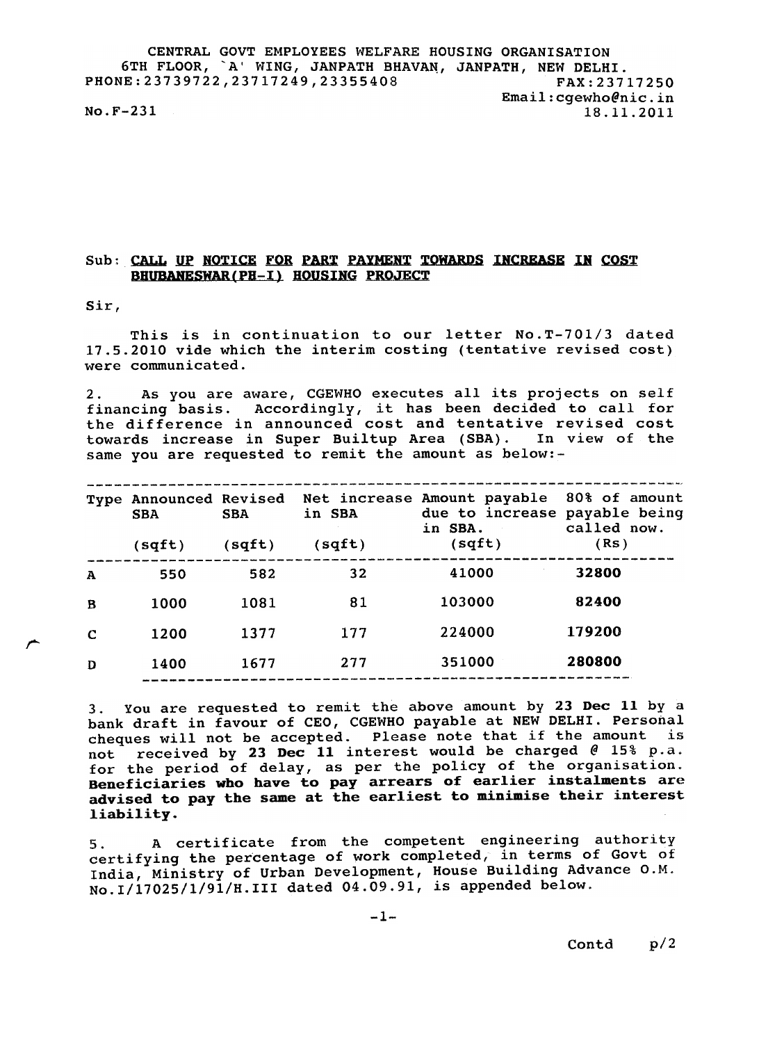CENTRAL GOVT EMPLOYEES WELFARE HOUSING ORGANISATION
6TH FLOOR, `A' WING, JANPATH BHAVAN, JANPATH, NEW DELHI.
PHONE:23739722,23717249,23355408 FAX:23717250
Email:cgewho@nic.in

No.F-231 18.11.2011

Sub: **CALL UP NOTICE FOR PART PAYMENT TOWARDS INCREASE IN COST BHUBANESWAR(PH-I) HOUSING PROJECT**

Sir,

This is in continuation to our letter No.T-701/3 dated 17.5.2010 vide which the interim costing (tentative revised cost) were communicated.

2. As you are aware, CGEWHO executes all its projects on self financing basis. Accordingly, it has been decided to call for the difference in announced cost and tentative revised cost towards increase in Super Builtup Area (SBA). In view of the same you are requested to remit the amount as below:-

| Type | Announced SBA (sqft) | Revised SBA (sqft) | Net increase in SBA (sqft) | Amount payable due to increase in SBA. (sqft) | 80% of amount payable being called now. (Rs) |
|---|---|---|---|---|---|
| A | 550 | 582 | 32 | 41000 | **32800** |
| B | 1000 | 1081 | 81 | 103000 | **82400** |
| C | 1200 | 1377 | 177 | 224000 | **179200** |
| D | 1400 | 1677 | 277 | 351000 | **280800** |

3. You are requested to remit the above amount by **23 Dec 11** by a bank draft in favour of CEO, CGEWHO payable at NEW DELHI. Personal cheques will not be accepted. Please note that if the amount is not received by **23 Dec 11** interest would be charged @ 15% p.a. for the period of delay, as per the policy of the organisation. **Beneficiaries who have to pay arrears of earlier instalments are advised to pay the same at the earliest to minimise their interest liability.**

5. A certificate from the competent engineering authority certifying the percentage of work completed, in terms of Govt of India, Ministry of Urban Development, House Building Advance O.M. No.I/17025/1/91/H.III dated 04.09.91, is appended below.

Contd p/2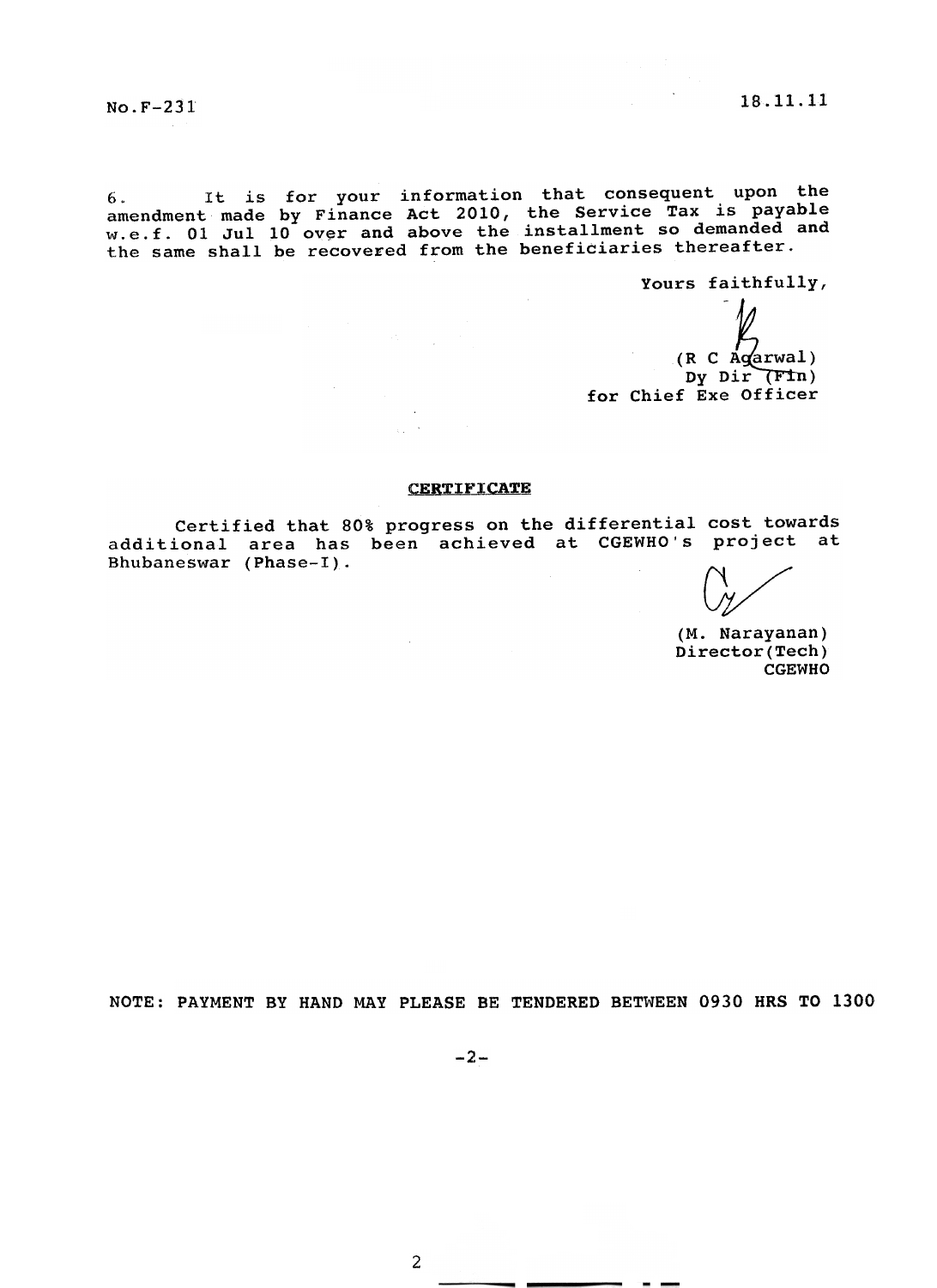No.F-231 18.11.11

6. It is for your information that consequent upon the amendment made by Finance Act 2010, the Service Tax is payable w.e.f. 01 Jul 10 over and above the installment so demanded and the same shall be recovered from the beneficiaries thereafter.

Yours faithfully,

(R C Agarwal)
Dy Dir (Fin)
for Chief Exe Officer

**CERTIFICATE**

Certified that 80% progress on the differential cost towards additional area has been achieved at CGEWHO's project at Bhubaneswar (Phase-I).

(M. Narayanan)
Director(Tech)
CGEWHO

NOTE: PAYMENT BY HAND MAY PLEASE BE TENDERED BETWEEN 0930 HRS TO 1300